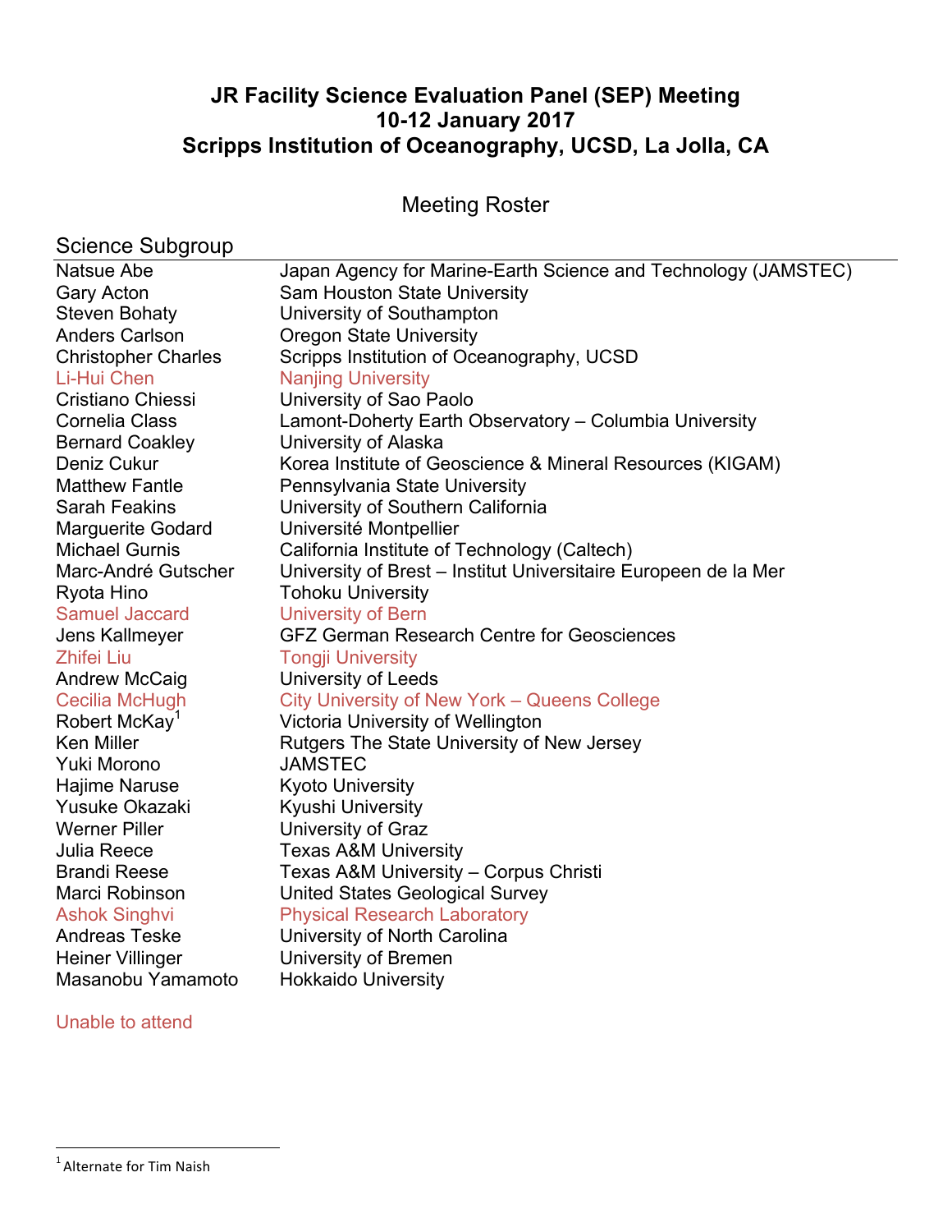# JR Facility Science Evaluation Panel (SEP) Meeting
# 10-12 January 2017
# Scripps Institution of Oceanography, UCSD, La Jolla, CA

## Meeting Roster

### Science Subgroup

| | |
|---|---|
| Natsue Abe | Japan Agency for Marine-Earth Science and Technology (JAMSTEC) |
| Gary Acton | Sam Houston State University |
| Steven Bohaty | University of Southampton |
| Anders Carlson | Oregon State University |
| Christopher Charles | Scripps Institution of Oceanography, UCSD |
| Li-Hui Chen | Nanjing University |
| Cristiano Chiessi | University of Sao Paolo |
| Cornelia Class | Lamont-Doherty Earth Observatory – Columbia University |
| Bernard Coakley | University of Alaska |
| Deniz Cukur | Korea Institute of Geoscience & Mineral Resources (KIGAM) |
| Matthew Fantle | Pennsylvania State University |
| Sarah Feakins | University of Southern California |
| Marguerite Godard | Université Montpellier |
| Michael Gurnis | California Institute of Technology (Caltech) |
| Marc-André Gutscher | University of Brest – Institut Universitaire Europeen de la Mer |
| Ryota Hino | Tohoku University |
| Samuel Jaccard | University of Bern |
| Jens Kallmeyer | GFZ German Research Centre for Geosciences |
| Zhifei Liu | Tongji University |
| Andrew McCaig | University of Leeds |
| Cecilia McHugh | City University of New York – Queens College |
| Robert McKay[1] | Victoria University of Wellington |
| Ken Miller | Rutgers The State University of New Jersey |
| Yuki Morono | JAMSTEC |
| Hajime Naruse | Kyoto University |
| Yusuke Okazaki | Kyushi University |
| Werner Piller | University of Graz |
| Julia Reece | Texas A&M University |
| Brandi Reese | Texas A&M University – Corpus Christi |
| Marci Robinson | United States Geological Survey |
| Ashok Singhvi | Physical Research Laboratory |
| Andreas Teske | University of North Carolina |
| Heiner Villinger | University of Bremen |
| Masanobu Yamamoto | Hokkaido University |

Unable to attend (Li-Hui Chen, Samuel Jaccard, Zhifei Liu, Cecilia McHugh, Ashok Singhvi)

[1] Alternate for Tim Naish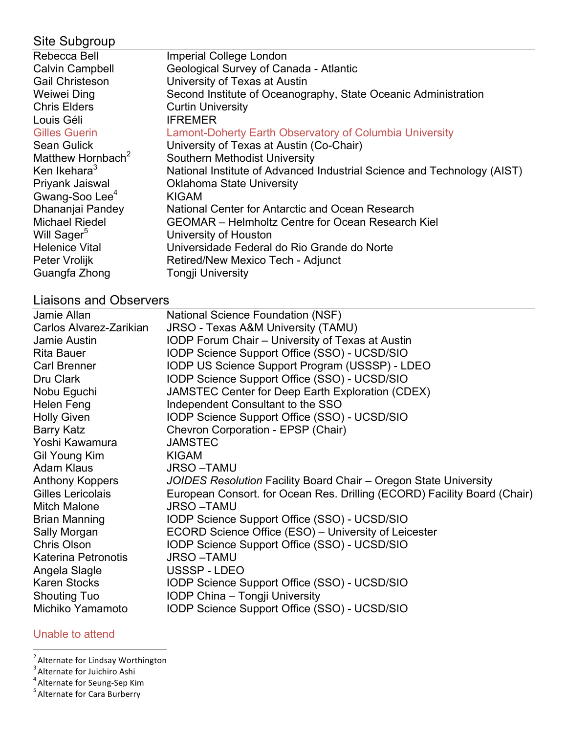## Site Subgroup

| | |
|---|---|
| Rebecca Bell | Imperial College London |
| Calvin Campbell | Geological Survey of Canada - Atlantic |
| Gail Christeson | University of Texas at Austin |
| Weiwei Ding | Second Institute of Oceanography, State Oceanic Administration |
| Chris Elders | Curtin University |
| Louis Géli | IFREMER |
| Gilles Guerin | Lamont-Doherty Earth Observatory of Columbia University |
| Sean Gulick | University of Texas at Austin (Co-Chair) |
| Matthew Hornbach[2] | Southern Methodist University |
| Ken Ikehara[3] | National Institute of Advanced Industrial Science and Technology (AIST) |
| Priyank Jaiswal | Oklahoma State University |
| Gwang-Soo Lee[4] | KIGAM |
| Dhananjai Pandey | National Center for Antarctic and Ocean Research |
| Michael Riedel | GEOMAR – Helmholtz Centre for Ocean Research Kiel |
| Will Sager[5] | University of Houston |
| Helenice Vital | Universidade Federal do Rio Grande do Norte |
| Peter Vrolijk | Retired/New Mexico Tech - Adjunct |
| Guangfa Zhong | Tongji University |

## Liaisons and Observers

| | |
|---|---|
| Jamie Allan | National Science Foundation (NSF) |
| Carlos Alvarez-Zarikian | JRSO - Texas A&M University (TAMU) |
| Jamie Austin | IODP Forum Chair – University of Texas at Austin |
| Rita Bauer | IODP Science Support Office (SSO) - UCSD/SIO |
| Carl Brenner | IODP US Science Support Program (USSSP) - LDEO |
| Dru Clark | IODP Science Support Office (SSO) - UCSD/SIO |
| Nobu Eguchi | JAMSTEC Center for Deep Earth Exploration (CDEX) |
| Helen Feng | Independent Consultant to the SSO |
| Holly Given | IODP Science Support Office (SSO) - UCSD/SIO |
| Barry Katz | Chevron Corporation - EPSP (Chair) |
| Yoshi Kawamura | JAMSTEC |
| Gil Young Kim | KIGAM |
| Adam Klaus | JRSO –TAMU |
| Anthony Koppers | *JOIDES Resolution* Facility Board Chair – Oregon State University |
| Gilles Lericolais | European Consort. for Ocean Res. Drilling (ECORD) Facility Board (Chair) |
| Mitch Malone | JRSO –TAMU |
| Brian Manning | IODP Science Support Office (SSO) - UCSD/SIO |
| Sally Morgan | ECORD Science Office (ESO) – University of Leicester |
| Chris Olson | IODP Science Support Office (SSO) - UCSD/SIO |
| Katerina Petronotis | JRSO –TAMU |
| Angela Slagle | USSSP - LDEO |
| Karen Stocks | IODP Science Support Office (SSO) - UCSD/SIO |
| Shouting Tuo | IODP China – Tongji University |
| Michiko Yamamoto | IODP Science Support Office (SSO) - UCSD/SIO |

Unable to attend

---

[2] Alternate for Lindsay Worthington
[3] Alternate for Juichiro Ashi
[4] Alternate for Seung-Sep Kim
[5] Alternate for Cara Burberry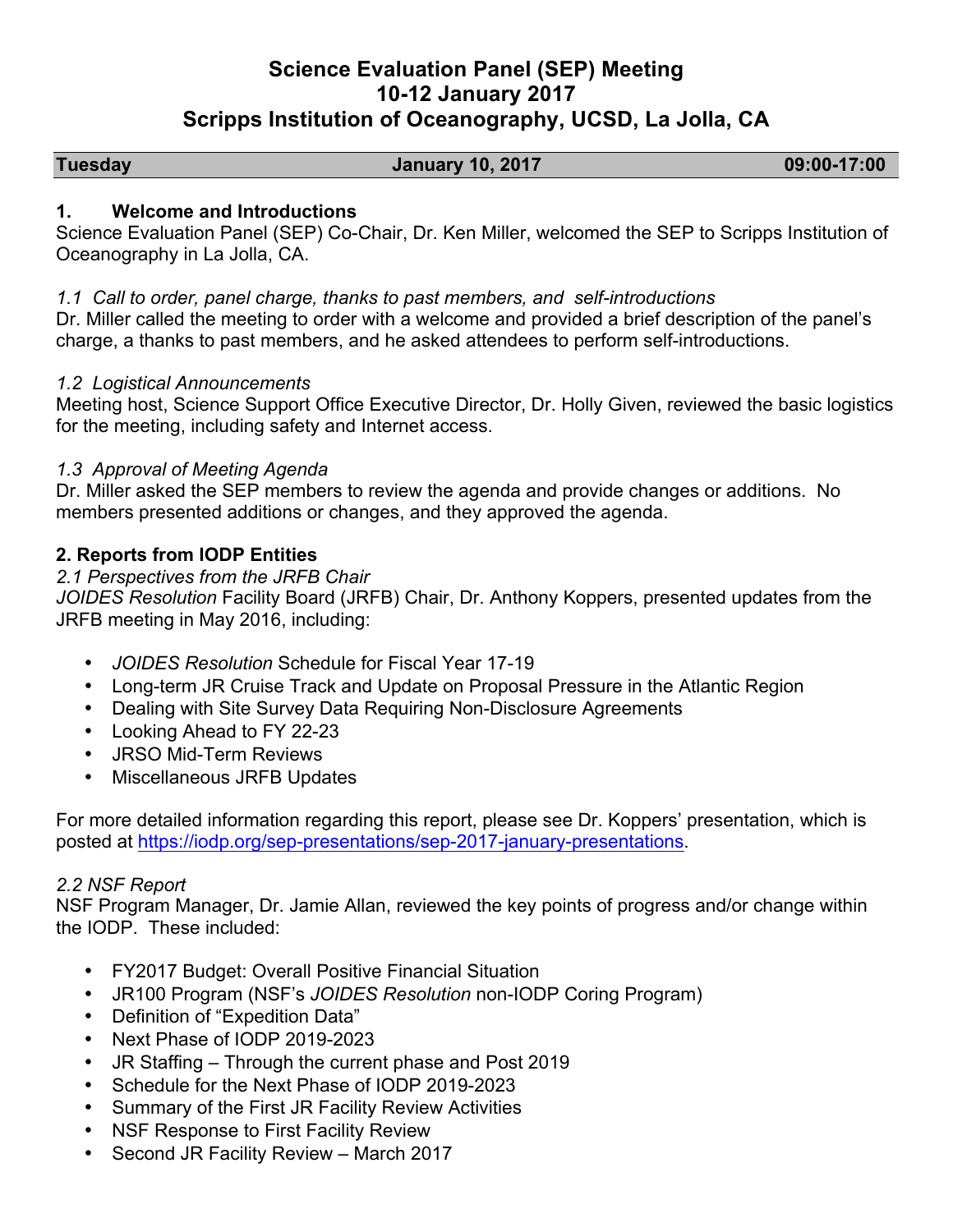# Science Evaluation Panel (SEP) Meeting
# 10-12 January 2017
# Scripps Institution of Oceanography, UCSD, La Jolla, CA

| Tuesday | January 10, 2017 | 09:00-17:00 |
|---|---|---|

## 1. Welcome and Introductions

Science Evaluation Panel (SEP) Co-Chair, Dr. Ken Miller, welcomed the SEP to Scripps Institution of Oceanography in La Jolla, CA.

*1.1 Call to order, panel charge, thanks to past members, and self-introductions*

Dr. Miller called the meeting to order with a welcome and provided a brief description of the panel's charge, a thanks to past members, and he asked attendees to perform self-introductions.

*1.2 Logistical Announcements*

Meeting host, Science Support Office Executive Director, Dr. Holly Given, reviewed the basic logistics for the meeting, including safety and Internet access.

*1.3 Approval of Meeting Agenda*

Dr. Miller asked the SEP members to review the agenda and provide changes or additions. No members presented additions or changes, and they approved the agenda.

## 2. Reports from IODP Entities

*2.1 Perspectives from the JRFB Chair*

*JOIDES Resolution* Facility Board (JRFB) Chair, Dr. Anthony Koppers, presented updates from the JRFB meeting in May 2016, including:

- *JOIDES Resolution* Schedule for Fiscal Year 17-19
- Long-term JR Cruise Track and Update on Proposal Pressure in the Atlantic Region
- Dealing with Site Survey Data Requiring Non-Disclosure Agreements
- Looking Ahead to FY 22-23
- JRSO Mid-Term Reviews
- Miscellaneous JRFB Updates

For more detailed information regarding this report, please see Dr. Koppers' presentation, which is posted at https://iodp.org/sep-presentations/sep-2017-january-presentations.

*2.2 NSF Report*

NSF Program Manager, Dr. Jamie Allan, reviewed the key points of progress and/or change within the IODP. These included:

- FY2017 Budget: Overall Positive Financial Situation
- JR100 Program (NSF's *JOIDES Resolution* non-IODP Coring Program)
- Definition of "Expedition Data"
- Next Phase of IODP 2019-2023
- JR Staffing – Through the current phase and Post 2019
- Schedule for the Next Phase of IODP 2019-2023
- Summary of the First JR Facility Review Activities
- NSF Response to First Facility Review
- Second JR Facility Review – March 2017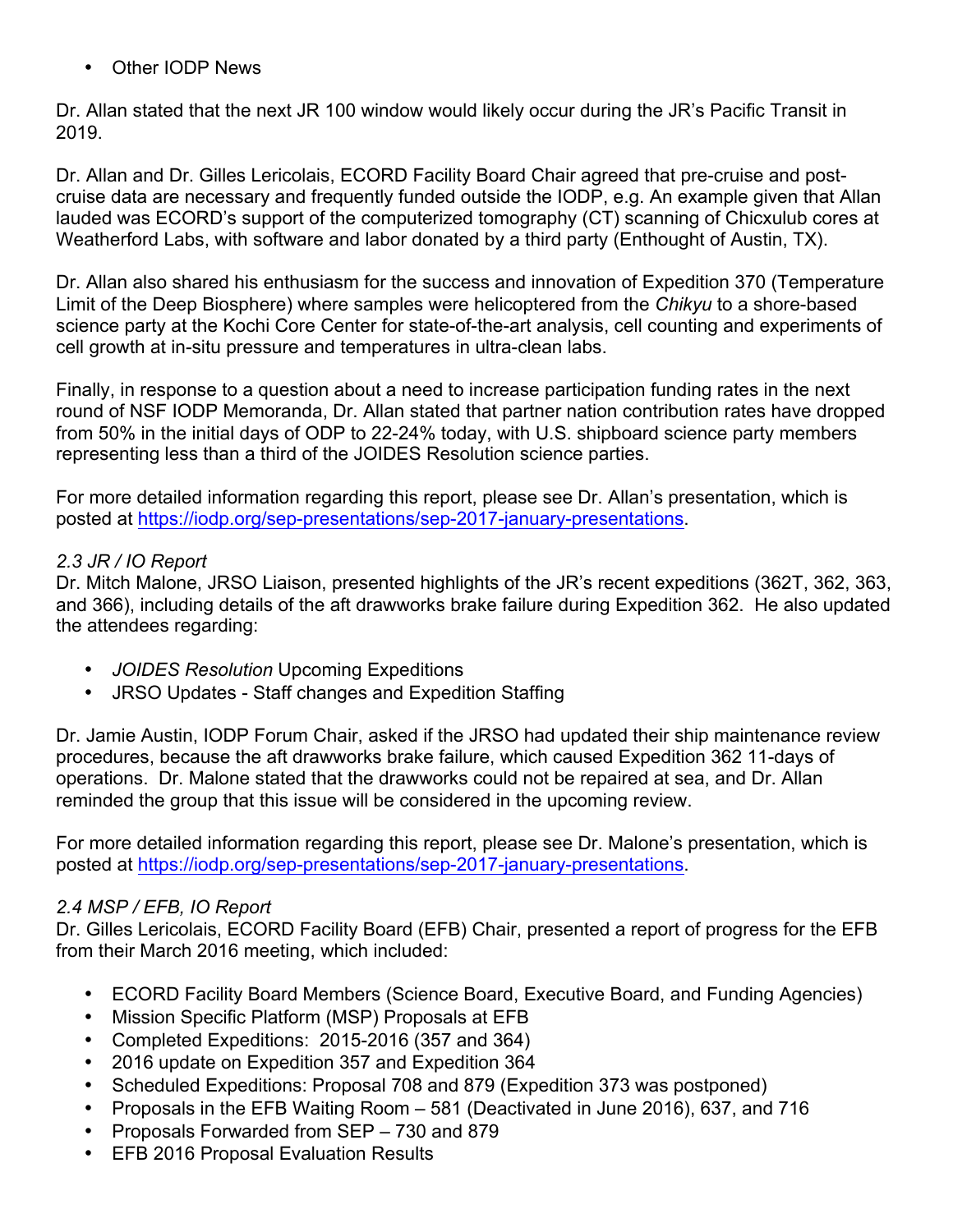- Other IODP News

Dr. Allan stated that the next JR 100 window would likely occur during the JR's Pacific Transit in 2019.

Dr. Allan and Dr. Gilles Lericolais, ECORD Facility Board Chair agreed that pre-cruise and post-cruise data are necessary and frequently funded outside the IODP, e.g. An example given that Allan lauded was ECORD's support of the computerized tomography (CT) scanning of Chicxulub cores at Weatherford Labs, with software and labor donated by a third party (Enthought of Austin, TX).

Dr. Allan also shared his enthusiasm for the success and innovation of Expedition 370 (Temperature Limit of the Deep Biosphere) where samples were helicoptered from the *Chikyu* to a shore-based science party at the Kochi Core Center for state-of-the-art analysis, cell counting and experiments of cell growth at in-situ pressure and temperatures in ultra-clean labs.

Finally, in response to a question about a need to increase participation funding rates in the next round of NSF IODP Memoranda, Dr. Allan stated that partner nation contribution rates have dropped from 50% in the initial days of ODP to 22-24% today, with U.S. shipboard science party members representing less than a third of the JOIDES Resolution science parties.

For more detailed information regarding this report, please see Dr. Allan's presentation, which is posted at https://iodp.org/sep-presentations/sep-2017-january-presentations.

*2.3 JR / IO Report*

Dr. Mitch Malone, JRSO Liaison, presented highlights of the JR's recent expeditions (362T, 362, 363, and 366), including details of the aft drawworks brake failure during Expedition 362. He also updated the attendees regarding:

- *JOIDES Resolution* Upcoming Expeditions
- JRSO Updates - Staff changes and Expedition Staffing

Dr. Jamie Austin, IODP Forum Chair, asked if the JRSO had updated their ship maintenance review procedures, because the aft drawworks brake failure, which caused Expedition 362 11-days of operations. Dr. Malone stated that the drawworks could not be repaired at sea, and Dr. Allan reminded the group that this issue will be considered in the upcoming review.

For more detailed information regarding this report, please see Dr. Malone's presentation, which is posted at https://iodp.org/sep-presentations/sep-2017-january-presentations.

*2.4 MSP / EFB, IO Report*

Dr. Gilles Lericolais, ECORD Facility Board (EFB) Chair, presented a report of progress for the EFB from their March 2016 meeting, which included:

- ECORD Facility Board Members (Science Board, Executive Board, and Funding Agencies)
- Mission Specific Platform (MSP) Proposals at EFB
- Completed Expeditions: 2015-2016 (357 and 364)
- 2016 update on Expedition 357 and Expedition 364
- Scheduled Expeditions: Proposal 708 and 879 (Expedition 373 was postponed)
- Proposals in the EFB Waiting Room – 581 (Deactivated in June 2016), 637, and 716
- Proposals Forwarded from SEP – 730 and 879
- EFB 2016 Proposal Evaluation Results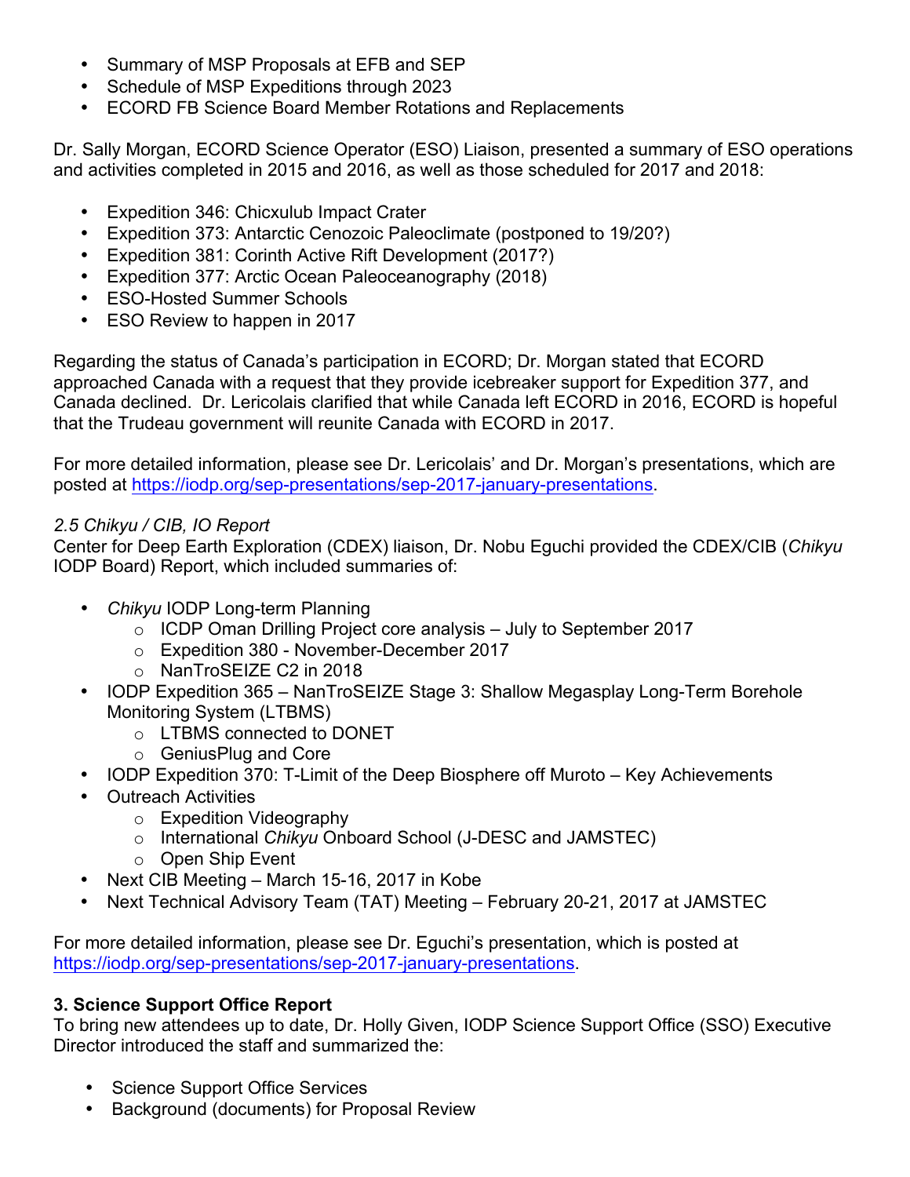- Summary of MSP Proposals at EFB and SEP
- Schedule of MSP Expeditions through 2023
- ECORD FB Science Board Member Rotations and Replacements

Dr. Sally Morgan, ECORD Science Operator (ESO) Liaison, presented a summary of ESO operations and activities completed in 2015 and 2016, as well as those scheduled for 2017 and 2018:

- Expedition 346: Chicxulub Impact Crater
- Expedition 373: Antarctic Cenozoic Paleoclimate (postponed to 19/20?)
- Expedition 381: Corinth Active Rift Development (2017?)
- Expedition 377: Arctic Ocean Paleoceanography (2018)
- ESO-Hosted Summer Schools
- ESO Review to happen in 2017

Regarding the status of Canada's participation in ECORD; Dr. Morgan stated that ECORD approached Canada with a request that they provide icebreaker support for Expedition 377, and Canada declined. Dr. Lericolais clarified that while Canada left ECORD in 2016, ECORD is hopeful that the Trudeau government will reunite Canada with ECORD in 2017.

For more detailed information, please see Dr. Lericolais' and Dr. Morgan's presentations, which are posted at https://iodp.org/sep-presentations/sep-2017-january-presentations.

*2.5 Chikyu / CIB, IO Report*

Center for Deep Earth Exploration (CDEX) liaison, Dr. Nobu Eguchi provided the CDEX/CIB (*Chikyu* IODP Board) Report, which included summaries of:

- *Chikyu* IODP Long-term Planning
  - ICDP Oman Drilling Project core analysis – July to September 2017
  - Expedition 380 - November-December 2017
  - NanTroSEIZE C2 in 2018
- IODP Expedition 365 – NanTroSEIZE Stage 3: Shallow Megasplay Long-Term Borehole Monitoring System (LTBMS)
  - LTBMS connected to DONET
  - GeniusPlug and Core
- IODP Expedition 370: T-Limit of the Deep Biosphere off Muroto – Key Achievements
- Outreach Activities
  - Expedition Videography
  - International *Chikyu* Onboard School (J-DESC and JAMSTEC)
  - Open Ship Event
- Next CIB Meeting – March 15-16, 2017 in Kobe
- Next Technical Advisory Team (TAT) Meeting – February 20-21, 2017 at JAMSTEC

For more detailed information, please see Dr. Eguchi's presentation, which is posted at https://iodp.org/sep-presentations/sep-2017-january-presentations.

**3. Science Support Office Report**

To bring new attendees up to date, Dr. Holly Given, IODP Science Support Office (SSO) Executive Director introduced the staff and summarized the:

- Science Support Office Services
- Background (documents) for Proposal Review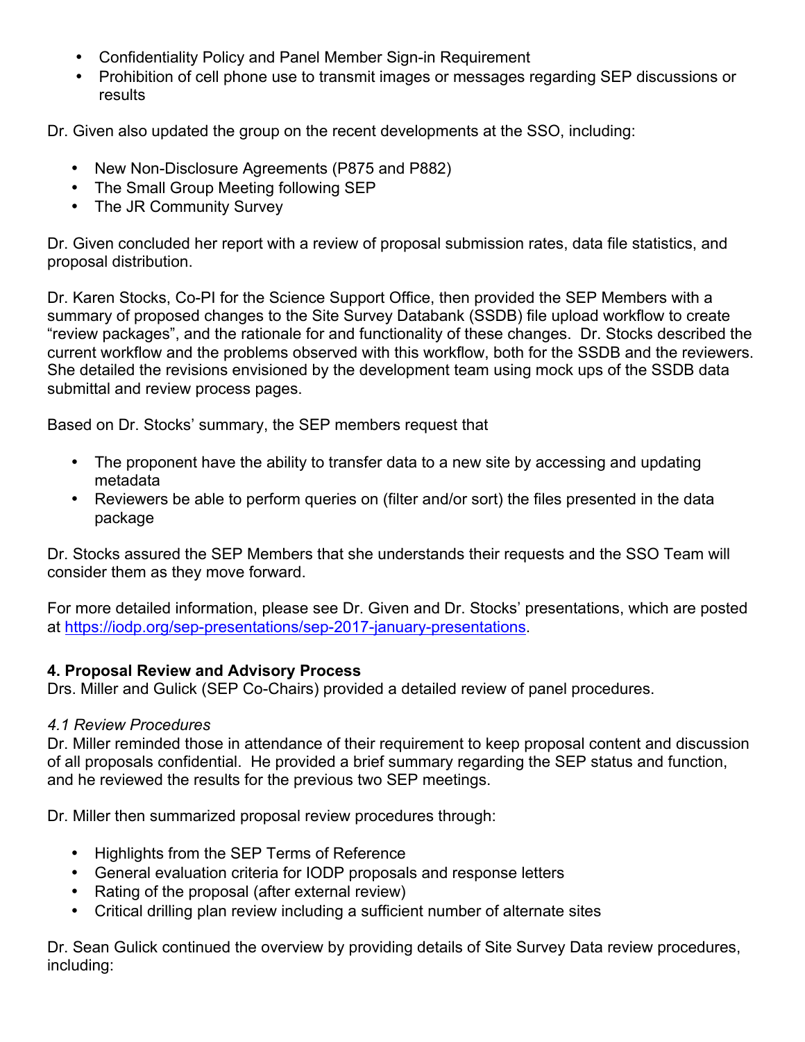- Confidentiality Policy and Panel Member Sign-in Requirement
- Prohibition of cell phone use to transmit images or messages regarding SEP discussions or results

Dr. Given also updated the group on the recent developments at the SSO, including:

- New Non-Disclosure Agreements (P875 and P882)
- The Small Group Meeting following SEP
- The JR Community Survey

Dr. Given concluded her report with a review of proposal submission rates, data file statistics, and proposal distribution.

Dr. Karen Stocks, Co-PI for the Science Support Office, then provided the SEP Members with a summary of proposed changes to the Site Survey Databank (SSDB) file upload workflow to create "review packages", and the rationale for and functionality of these changes. Dr. Stocks described the current workflow and the problems observed with this workflow, both for the SSDB and the reviewers. She detailed the revisions envisioned by the development team using mock ups of the SSDB data submittal and review process pages.

Based on Dr. Stocks' summary, the SEP members request that

- The proponent have the ability to transfer data to a new site by accessing and updating metadata
- Reviewers be able to perform queries on (filter and/or sort) the files presented in the data package

Dr. Stocks assured the SEP Members that she understands their requests and the SSO Team will consider them as they move forward.

For more detailed information, please see Dr. Given and Dr. Stocks' presentations, which are posted at https://iodp.org/sep-presentations/sep-2017-january-presentations.

**4. Proposal Review and Advisory Process**
Drs. Miller and Gulick (SEP Co-Chairs) provided a detailed review of panel procedures.

*4.1 Review Procedures*
Dr. Miller reminded those in attendance of their requirement to keep proposal content and discussion of all proposals confidential. He provided a brief summary regarding the SEP status and function, and he reviewed the results for the previous two SEP meetings.

Dr. Miller then summarized proposal review procedures through:

- Highlights from the SEP Terms of Reference
- General evaluation criteria for IODP proposals and response letters
- Rating of the proposal (after external review)
- Critical drilling plan review including a sufficient number of alternate sites

Dr. Sean Gulick continued the overview by providing details of Site Survey Data review procedures, including: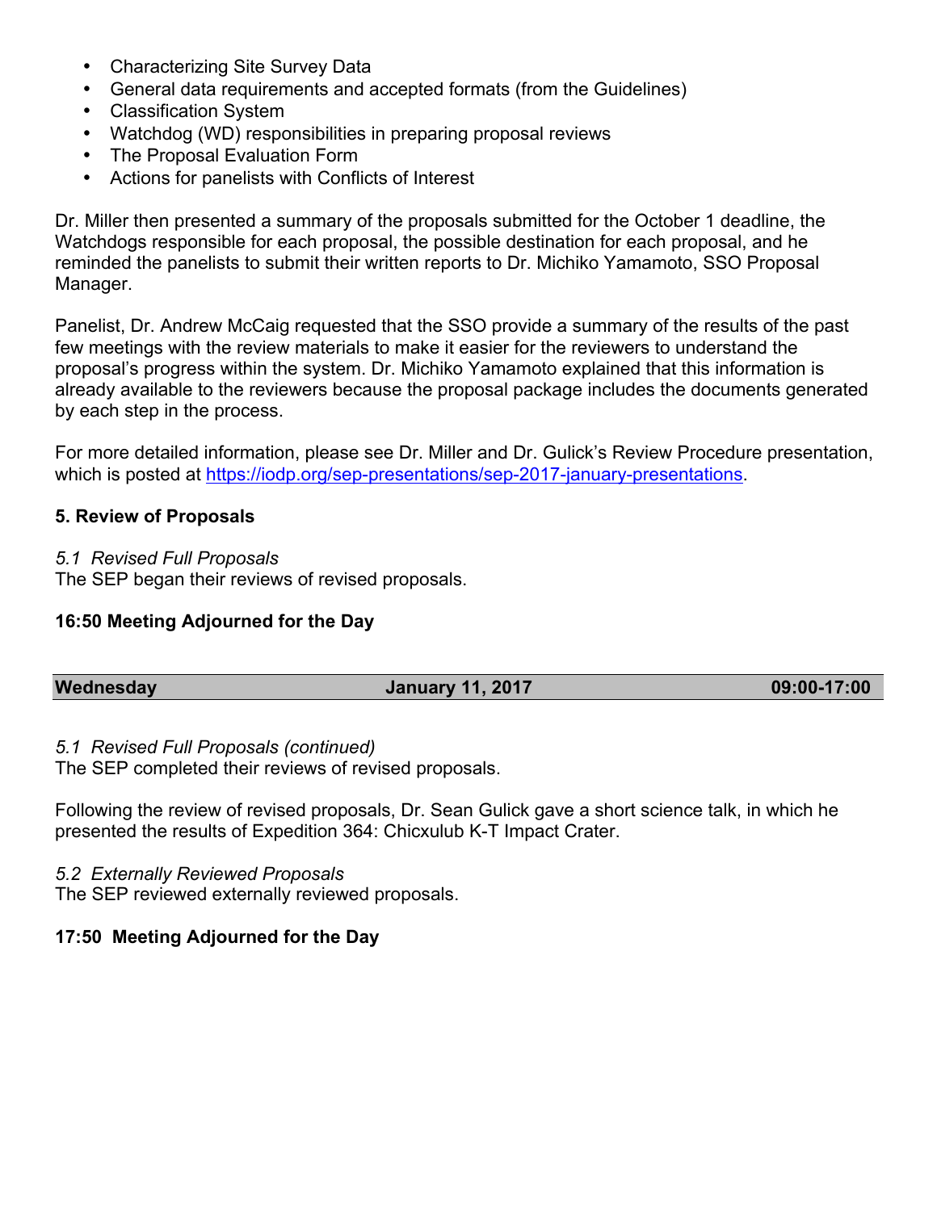- Characterizing Site Survey Data
- General data requirements and accepted formats (from the Guidelines)
- Classification System
- Watchdog (WD) responsibilities in preparing proposal reviews
- The Proposal Evaluation Form
- Actions for panelists with Conflicts of Interest

Dr. Miller then presented a summary of the proposals submitted for the October 1 deadline, the Watchdogs responsible for each proposal, the possible destination for each proposal, and he reminded the panelists to submit their written reports to Dr. Michiko Yamamoto, SSO Proposal Manager.

Panelist, Dr. Andrew McCaig requested that the SSO provide a summary of the results of the past few meetings with the review materials to make it easier for the reviewers to understand the proposal's progress within the system. Dr. Michiko Yamamoto explained that this information is already available to the reviewers because the proposal package includes the documents generated by each step in the process.

For more detailed information, please see Dr. Miller and Dr. Gulick's Review Procedure presentation, which is posted at [https://iodp.org/sep-presentations/sep-2017-january-presentations](https://iodp.org/sep-presentations/sep-2017-january-presentations).

**5. Review of Proposals**

*5.1 Revised Full Proposals*
The SEP began their reviews of revised proposals.

**16:50 Meeting Adjourned for the Day**

| **Wednesday** | **January 11, 2017** | **09:00-17:00** |
|---|---|---|

*5.1 Revised Full Proposals (continued)*
The SEP completed their reviews of revised proposals.

Following the review of revised proposals, Dr. Sean Gulick gave a short science talk, in which he presented the results of Expedition 364: Chicxulub K-T Impact Crater.

*5.2 Externally Reviewed Proposals*
The SEP reviewed externally reviewed proposals.

**17:50 Meeting Adjourned for the Day**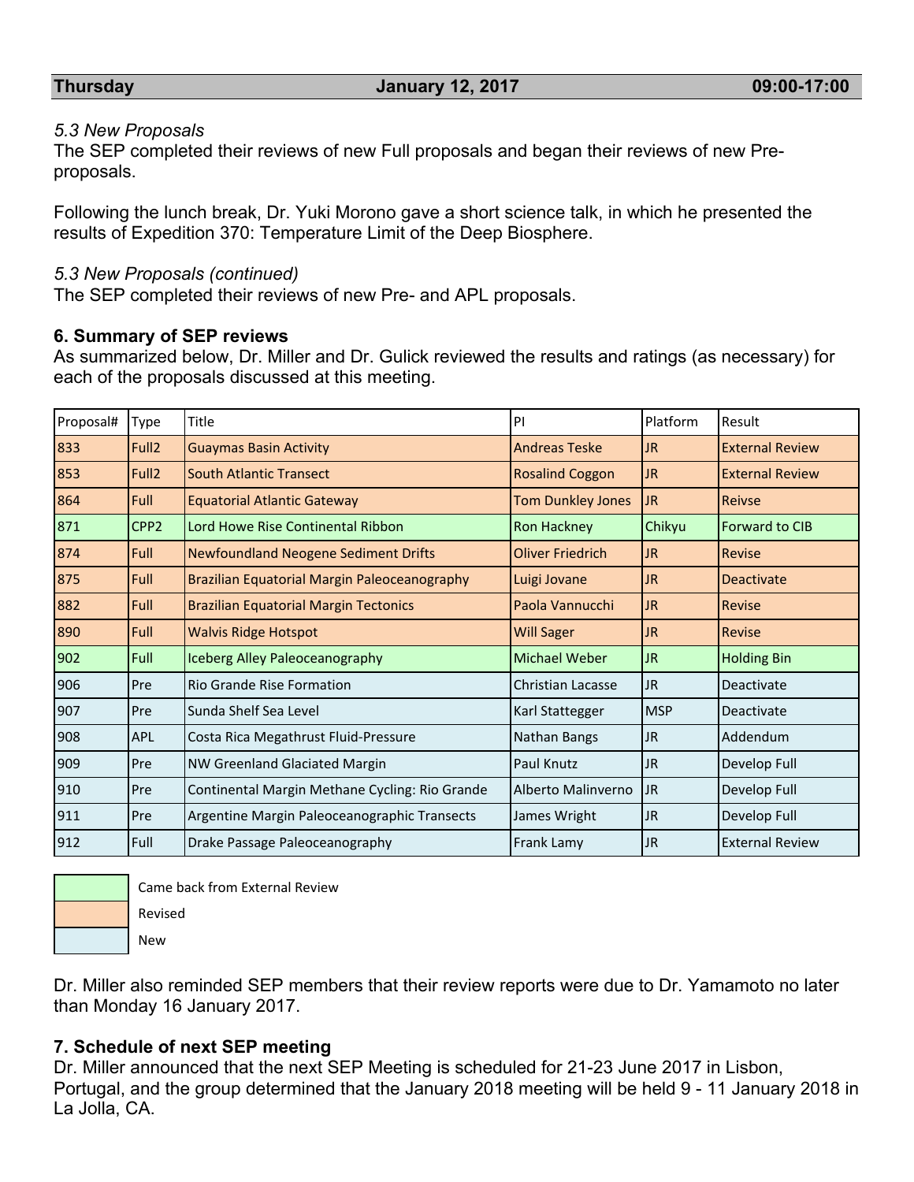| Thursday | January 12, 2017 | 09:00-17:00 |
|---|---|---|

*5.3 New Proposals*
The SEP completed their reviews of new Full proposals and began their reviews of new Pre-proposals.

Following the lunch break, Dr. Yuki Morono gave a short science talk, in which he presented the results of Expedition 370: Temperature Limit of the Deep Biosphere.

*5.3 New Proposals (continued)*
The SEP completed their reviews of new Pre- and APL proposals.

**6. Summary of SEP reviews**
As summarized below, Dr. Miller and Dr. Gulick reviewed the results and ratings (as necessary) for each of the proposals discussed at this meeting.

| Proposal# | Type | Title | PI | Platform | Result |
|---|---|---|---|---|---|
| 833 | Full2 | Guaymas Basin Activity | Andreas Teske | JR | External Review |
| 853 | Full2 | South Atlantic Transect | Rosalind Coggon | JR | External Review |
| 864 | Full | Equatorial Atlantic Gateway | Tom Dunkley Jones | JR | Reivse |
| 871 | CPP2 | Lord Howe Rise Continental Ribbon | Ron Hackney | Chikyu | Forward to CIB |
| 874 | Full | Newfoundland Neogene Sediment Drifts | Oliver Friedrich | JR | Revise |
| 875 | Full | Brazilian Equatorial Margin Paleoceanography | Luigi Jovane | JR | Deactivate |
| 882 | Full | Brazilian Equatorial Margin Tectonics | Paola Vannucchi | JR | Revise |
| 890 | Full | Walvis Ridge Hotspot | Will Sager | JR | Revise |
| 902 | Full | Iceberg Alley Paleoceanography | Michael Weber | JR | Holding Bin |
| 906 | Pre | Rio Grande Rise Formation | Christian Lacasse | JR | Deactivate |
| 907 | Pre | Sunda Shelf Sea Level | Karl Stattegger | MSP | Deactivate |
| 908 | APL | Costa Rica Megathrust Fluid-Pressure | Nathan Bangs | JR | Addendum |
| 909 | Pre | NW Greenland Glaciated Margin | Paul Knutz | JR | Develop Full |
| 910 | Pre | Continental Margin Methane Cycling: Rio Grande | Alberto Malinverno | JR | Develop Full |
| 911 | Pre | Argentine Margin Paleoceanographic Transects | James Wright | JR | Develop Full |
| 912 | Full | Drake Passage Paleoceanography | Frank Lamy | JR | External Review |

Legend:
- Came back from External Review (871, 902)
- Revised (833, 853, 864, 874, 875, 882, 890)
- New (906, 907, 908, 909, 910, 911, 912)

Dr. Miller also reminded SEP members that their review reports were due to Dr. Yamamoto no later than Monday 16 January 2017.

**7. Schedule of next SEP meeting**
Dr. Miller announced that the next SEP Meeting is scheduled for 21-23 June 2017 in Lisbon, Portugal, and the group determined that the January 2018 meeting will be held 9 - 11 January 2018 in La Jolla, CA.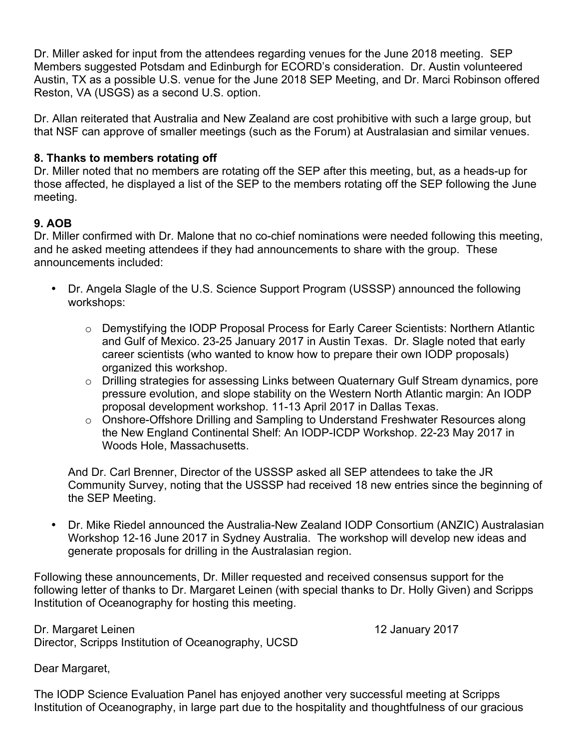Dr. Miller asked for input from the attendees regarding venues for the June 2018 meeting. SEP Members suggested Potsdam and Edinburgh for ECORD's consideration. Dr. Austin volunteered Austin, TX as a possible U.S. venue for the June 2018 SEP Meeting, and Dr. Marci Robinson offered Reston, VA (USGS) as a second U.S. option.

Dr. Allan reiterated that Australia and New Zealand are cost prohibitive with such a large group, but that NSF can approve of smaller meetings (such as the Forum) at Australasian and similar venues.

**8. Thanks to members rotating off**

Dr. Miller noted that no members are rotating off the SEP after this meeting, but, as a heads-up for those affected, he displayed a list of the SEP to the members rotating off the SEP following the June meeting.

**9. AOB**

Dr. Miller confirmed with Dr. Malone that no co-chief nominations were needed following this meeting, and he asked meeting attendees if they had announcements to share with the group. These announcements included:

- Dr. Angela Slagle of the U.S. Science Support Program (USSSP) announced the following workshops:
  - Demystifying the IODP Proposal Process for Early Career Scientists: Northern Atlantic and Gulf of Mexico. 23-25 January 2017 in Austin Texas. Dr. Slagle noted that early career scientists (who wanted to know how to prepare their own IODP proposals) organized this workshop.
  - Drilling strategies for assessing Links between Quaternary Gulf Stream dynamics, pore pressure evolution, and slope stability on the Western North Atlantic margin: An IODP proposal development workshop. 11-13 April 2017 in Dallas Texas.
  - Onshore-Offshore Drilling and Sampling to Understand Freshwater Resources along the New England Continental Shelf: An IODP-ICDP Workshop. 22-23 May 2017 in Woods Hole, Massachusetts.

  And Dr. Carl Brenner, Director of the USSSP asked all SEP attendees to take the JR Community Survey, noting that the USSSP had received 18 new entries since the beginning of the SEP Meeting.

- Dr. Mike Riedel announced the Australia-New Zealand IODP Consortium (ANZIC) Australasian Workshop 12-16 June 2017 in Sydney Australia. The workshop will develop new ideas and generate proposals for drilling in the Australasian region.

Following these announcements, Dr. Miller requested and received consensus support for the following letter of thanks to Dr. Margaret Leinen (with special thanks to Dr. Holly Given) and Scripps Institution of Oceanography for hosting this meeting.

Dr. Margaret Leinen 12 January 2017
Director, Scripps Institution of Oceanography, UCSD

Dear Margaret,

The IODP Science Evaluation Panel has enjoyed another very successful meeting at Scripps Institution of Oceanography, in large part due to the hospitality and thoughtfulness of our gracious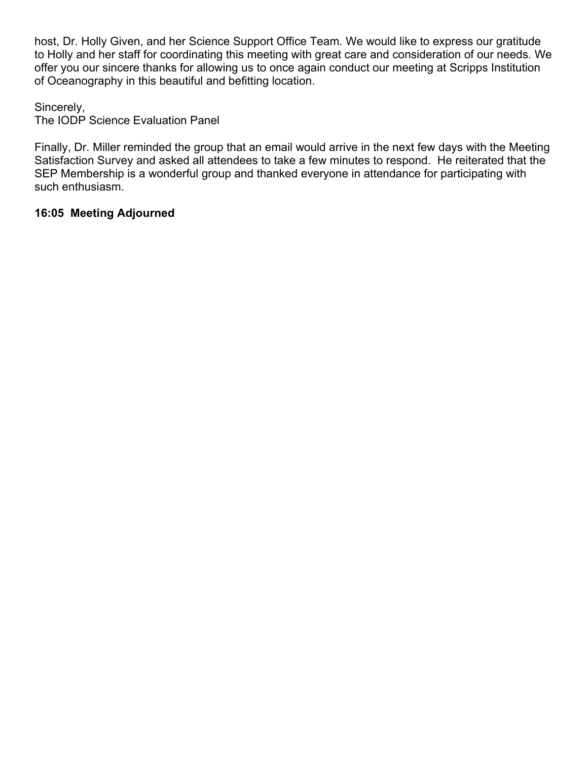host, Dr. Holly Given, and her Science Support Office Team. We would like to express our gratitude to Holly and her staff for coordinating this meeting with great care and consideration of our needs. We offer you our sincere thanks for allowing us to once again conduct our meeting at Scripps Institution of Oceanography in this beautiful and befitting location.

Sincerely,
The IODP Science Evaluation Panel

Finally, Dr. Miller reminded the group that an email would arrive in the next few days with the Meeting Satisfaction Survey and asked all attendees to take a few minutes to respond. He reiterated that the SEP Membership is a wonderful group and thanked everyone in attendance for participating with such enthusiasm.

**16:05 Meeting Adjourned**